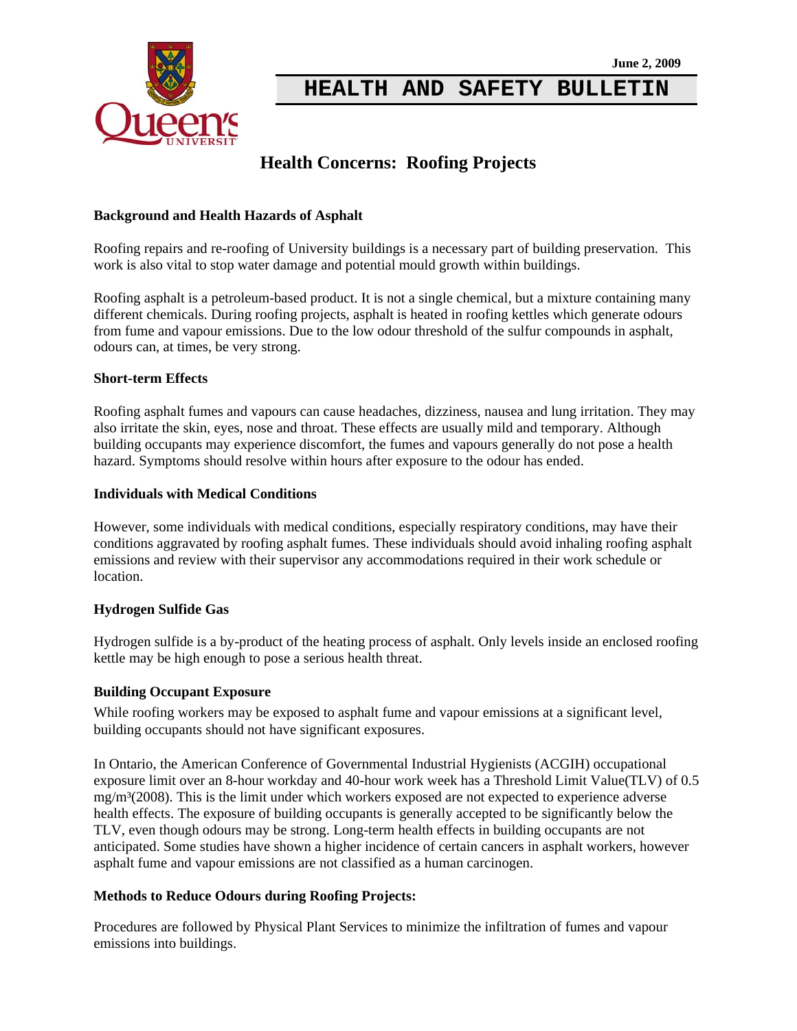June 2, 2009

# HEALTH AND SAFETY BULLETIN

## Health Concerns: Roofing Projects

**Background and Health Hazards of Asphalt**

Roofing repairs and re-roofing of University buildings is a necessary part of building preservation. This work is also vital to stop water damage and potential mould growth within buildings.

Roofing asphalt is a petroleum-based product. It is not a single chemical, but a mixture containing many different chemicals. During roofing projects, asphalt is heated in roofing kettles which generate odours from fume and vapour emissions. Due to the low odour threshold of the sulfur compounds in asphalt, odours can, at times, be very strong.

**Short-term Effects**

Roofing asphalt fumes and vapours can cause headaches, dizziness, nausea and lung irritation. They may also irritate the skin, eyes, nose and throat. These effects are usually mild and temporary. Although building occupants may experience discomfort, the fumes and vapours generally do not pose a health hazard. Symptoms should resolve within hours after exposure to the odour has ended.

**Individuals with Medical Conditions**

However, some individuals with medical conditions, especially respiratory conditions, may have their conditions aggravated by roofing asphalt fumes. These individuals should avoid inhaling roofing asphalt emissions and review with their supervisor any accommodations required in their work schedule or location.

**Hydrogen Sulfide Gas**

Hydrogen sulfide is a by-product of the heating process of asphalt. Only levels inside an enclosed roofing kettle may be high enough to pose a serious health threat.

**Building Occupant Exposure**

While roofing workers may be exposed to asphalt fume and vapour emissions at a significant level, building occupants should not have significant exposures.

In Ontario, the American Conference of Governmental Industrial Hygienists (ACGIH) occupational exposure limit over an 8-hour workday and 40-hour work week has a Threshold Limit Value(TLV) of 0.5 $mg/m^3$(2008). This is the limit under which workers exposed are not expected to experience adverse health effects. The exposure of building occupants is generally accepted to be significantly below the TLV, even though odours may be strong. Long-term health effects in building occupants are not anticipated. Some studies have shown a higher incidence of certain cancers in asphalt workers, however asphalt fume and vapour emissions are not classified as a human carcinogen.

**Methods to Reduce Odours during Roofing Projects:**

Procedures are followed by Physical Plant Services to minimize the infiltration of fumes and vapour emissions into buildings.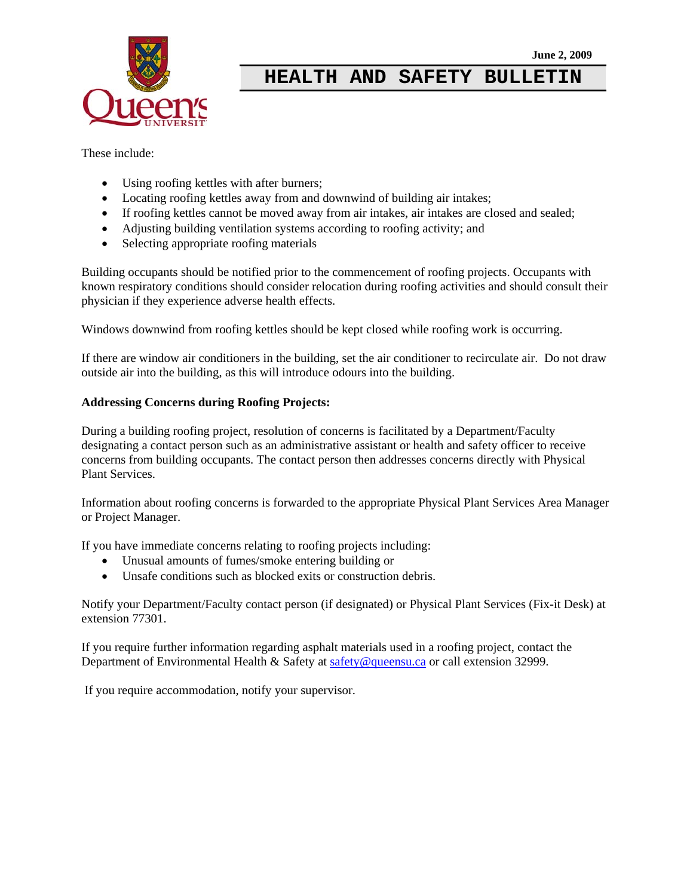These include:

- Using roofing kettles with after burners;
- Locating roofing kettles away from and downwind of building air intakes;
- If roofing kettles cannot be moved away from air intakes, air intakes are closed and sealed;
- Adjusting building ventilation systems according to roofing activity; and
- Selecting appropriate roofing materials

Building occupants should be notified prior to the commencement of roofing projects. Occupants with known respiratory conditions should consider relocation during roofing activities and should consult their physician if they experience adverse health effects.

Windows downwind from roofing kettles should be kept closed while roofing work is occurring.

If there are window air conditioners in the building, set the air conditioner to recirculate air. Do not draw outside air into the building, as this will introduce odours into the building.

**Addressing Concerns during Roofing Projects:**

During a building roofing project, resolution of concerns is facilitated by a Department/Faculty designating a contact person such as an administrative assistant or health and safety officer to receive concerns from building occupants. The contact person then addresses concerns directly with Physical Plant Services.

Information about roofing concerns is forwarded to the appropriate Physical Plant Services Area Manager or Project Manager.

If you have immediate concerns relating to roofing projects including:

- Unusual amounts of fumes/smoke entering building or
- Unsafe conditions such as blocked exits or construction debris.

Notify your Department/Faculty contact person (if designated) or Physical Plant Services (Fix-it Desk) at extension 77301.

If you require further information regarding asphalt materials used in a roofing project, contact the Department of Environmental Health & Safety at safety@queensu.ca or call extension 32999.

If you require accommodation, notify your supervisor.